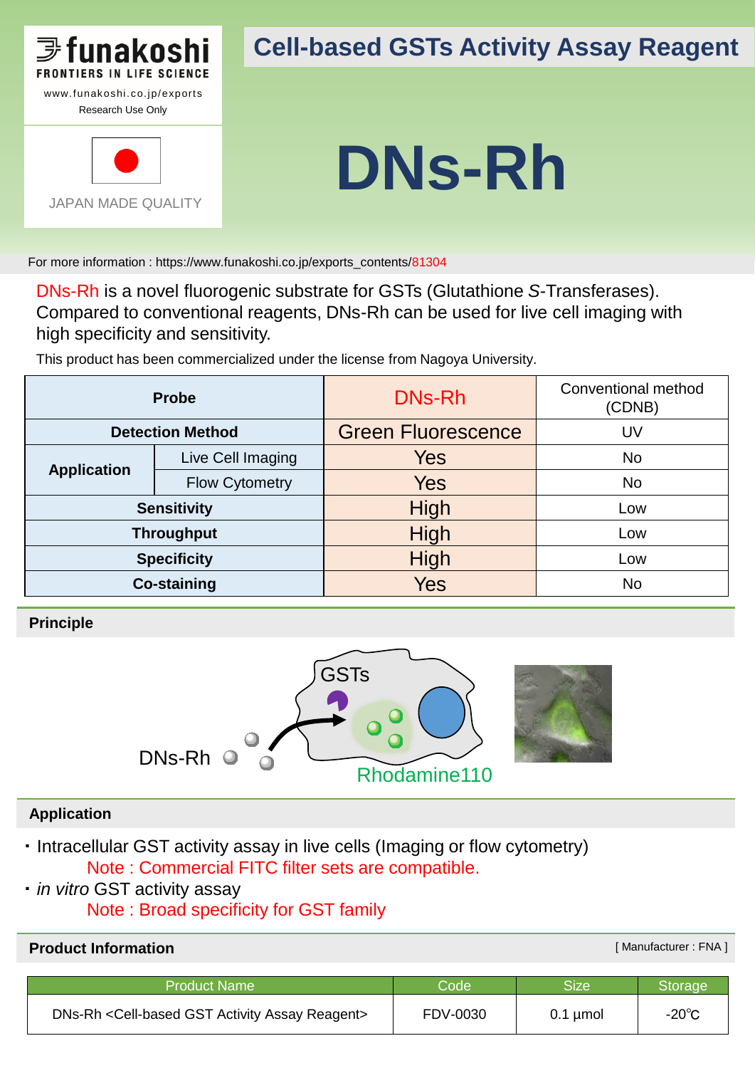funakoshi
FRONTIERS IN LIFE SCIENCE
www.funakoshi.co.jp/exports
Research Use Only

JAPAN MADE QUALITY

# Cell-based GSTs Activity Assay Reagent

# DNs-Rh

For more information : https://www.funakoshi.co.jp/exports_contents/81304

DNs-Rh is a novel fluorogenic substrate for GSTs (Glutathione *S*-Transferases). Compared to conventional reagents, DNs-Rh can be used for live cell imaging with high specificity and sensitivity.

This product has been commercialized under the license from Nagoya University.

| Probe | | DNs-Rh | Conventional method (CDNB) |
|---|---|---|---|
| Detection Method | | Green Fluorescence | UV |
| Application | Live Cell Imaging | Yes | No |
| | Flow Cytometry | Yes | No |
| Sensitivity | | High | Low |
| Throughput | | High | Low |
| Specificity | | High | Low |
| Co-staining | | Yes | No |

## Principle

GSTs

DNs-Rh

Rhodamine110

## Application

- Intracellular GST activity assay in live cells (Imaging or flow cytometry)
  Note : Commercial FITC filter sets are compatible.
- *in vitro* GST activity assay
  Note : Broad specificity for GST family

## Product Information

[ Manufacturer : FNA ]

| Product Name | Code | Size | Storage |
|---|---|---|---|
| DNs-Rh <Cell-based GST Activity Assay Reagent> | FDV-0030 | 0.1 µmol | -20℃ |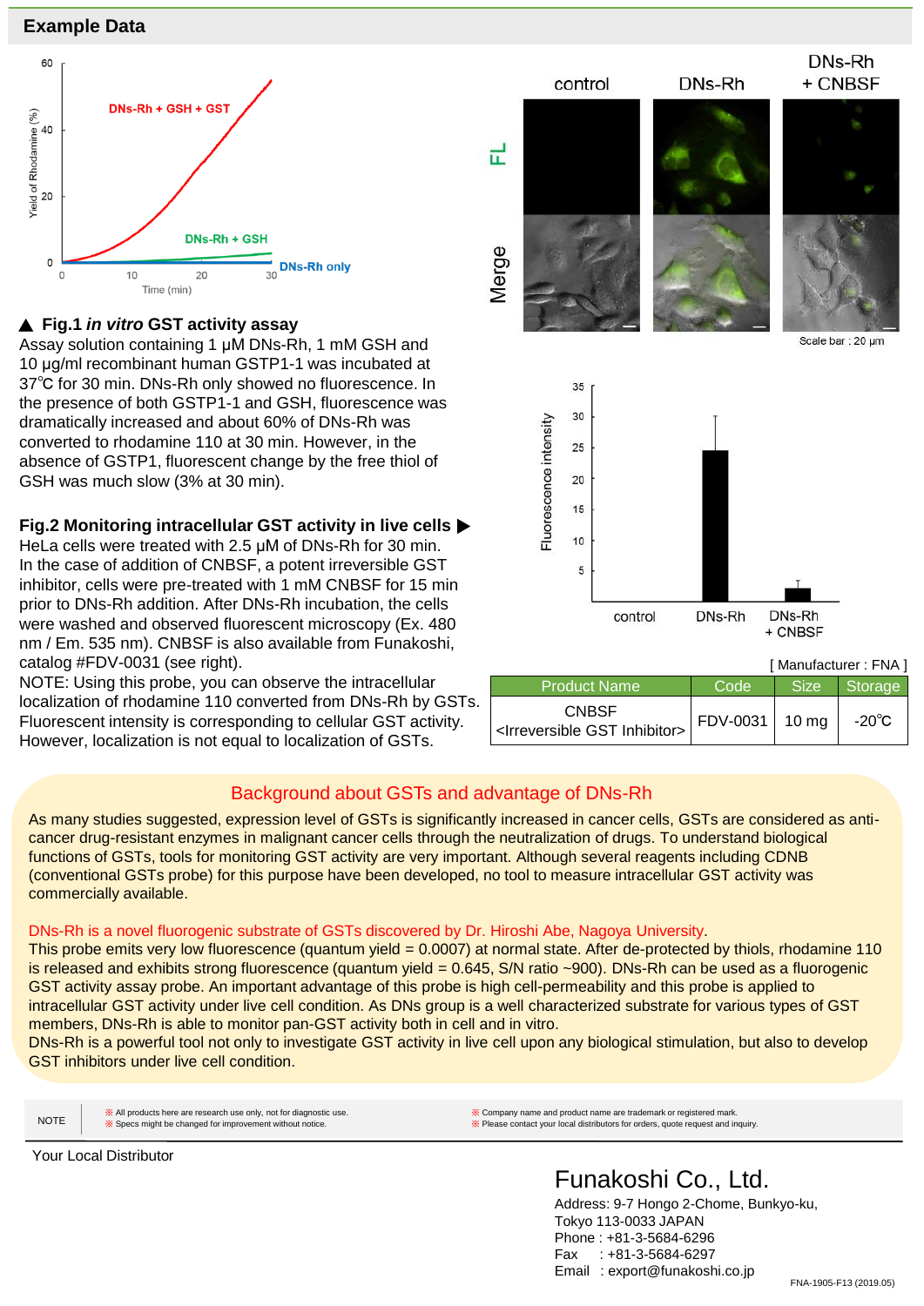## Example Data

60
40
20
0
Yield of Rhodamine (%)
0
10
20
30
Time (min)
DNs-Rh + GSH + GST
DNs-Rh + GSH
DNs-Rh only

**▲ Fig.1 *in vitro* GST activity assay**

Assay solution containing 1 μM DNs-Rh, 1 mM GSH and 10 μg/ml recombinant human GSTP1-1 was incubated at 37℃ for 30 min. DNs-Rh only showed no fluorescence. In the presence of both GSTP1-1 and GSH, fluorescence was dramatically increased and about 60% of DNs-Rh was converted to rhodamine 110 at 30 min. However, in the absence of GSTP1, fluorescent change by the free thiol of GSH was much slow (3% at 30 min).

control
DNs-Rh
DNs-Rh + CNBSF
FL
Merge
Scale bar : 20 μm

35
30
25
20
15
10
5
Fluorescence intensity
control
DNs-Rh
DNs-Rh + CNBSF

**Fig.2 Monitoring intracellular GST activity in live cells ▶**

HeLa cells were treated with 2.5 μM of DNs-Rh for 30 min. In the case of addition of CNBSF, a potent irreversible GST inhibitor, cells were pre-treated with 1 mM CNBSF for 15 min prior to DNs-Rh addition. After DNs-Rh incubation, the cells were washed and observed fluorescent microscopy (Ex. 480 nm / Em. 535 nm). CNBSF is also available from Funakoshi, catalog #FDV-0031 (see right).

NOTE: Using this probe, you can observe the intracellular localization of rhodamine 110 converted from DNs-Rh by GSTs. Fluorescent intensity is corresponding to cellular GST activity. However, localization is not equal to localization of GSTs.

[ Manufacturer : FNA ]

| Product Name | Code | Size | Storage |
|---|---|---|---|
| CNBSF <Irreversible GST Inhibitor> | FDV-0031 | 10 mg | -20℃ |

## Background about GSTs and advantage of DNs-Rh

As many studies suggested, expression level of GSTs is significantly increased in cancer cells, GSTs are considered as anti-cancer drug-resistant enzymes in malignant cancer cells through the neutralization of drugs. To understand biological functions of GSTs, tools for monitoring GST activity are very important. Although several reagents including CDNB (conventional GSTs probe) for this purpose have been developed, no tool to measure intracellular GST activity was commercially available.

DNs-Rh is a novel fluorogenic substrate of GSTs discovered by Dr. Hiroshi Abe, Nagoya University.
This probe emits very low fluorescence (quantum yield = 0.0007) at normal state. After de-protected by thiols, rhodamine 110 is released and exhibits strong fluorescence (quantum yield = 0.645, S/N ratio ~900). DNs-Rh can be used as a fluorogenic GST activity assay probe. An important advantage of this probe is high cell-permeability and this probe is applied to intracellular GST activity under live cell condition. As DNs group is a well characterized substrate for various types of GST members, DNs-Rh is able to monitor pan-GST activity both in cell and in vitro.
DNs-Rh is a powerful tool not only to investigate GST activity in live cell upon any biological stimulation, but also to develop GST inhibitors under live cell condition.

NOTE
※ All products here are research use only, not for diagnostic use.
※ Specs might be changed for improvement without notice.
※ Company name and product name are trademark or registered mark.
※ Please contact your local distributors for orders, quote request and inquiry.

Your Local Distributor

Funakoshi Co., Ltd.
Address: 9-7 Hongo 2-Chome, Bunkyo-ku, Tokyo 113-0033 JAPAN
Phone : +81-3-5684-6296
Fax : +81-3-5684-6297
Email : export@funakoshi.co.jp

FNA-1905-F13 (2019.05)